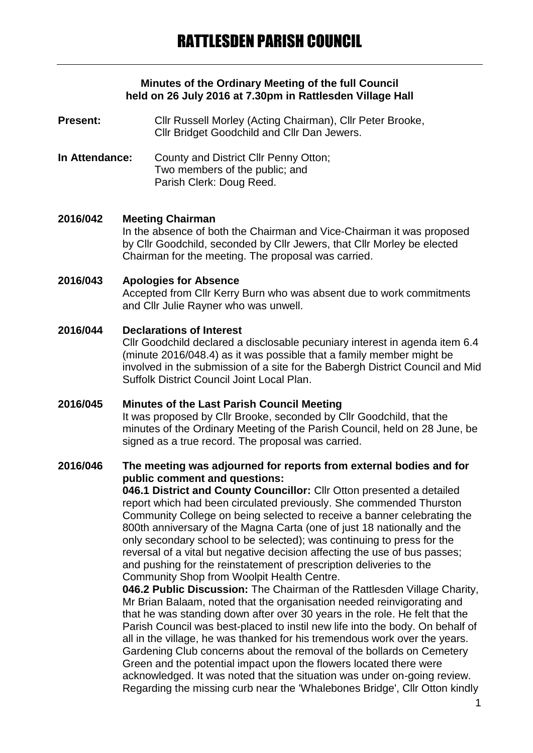# RATTLESDEN PARISH COUNCIL

**Minutes of the Ordinary Meeting of the full Council held on 26 July 2016 at 7.30pm in Rattlesden Village Hall**

**Present:** Cllr Russell Morley (Acting Chairman), Cllr Peter Brooke, Cllr Bridget Goodchild and Cllr Dan Jewers.

**In Attendance:** County and District Cllr Penny Otton; Two members of the public; and Parish Clerk: Doug Reed.

**2016/042 Meeting Chairman**

In the absence of both the Chairman and Vice-Chairman it was proposed by Cllr Goodchild, seconded by Cllr Jewers, that Cllr Morley be elected Chairman for the meeting. The proposal was carried.

**2016/043 Apologies for Absence**

Accepted from Cllr Kerry Burn who was absent due to work commitments and Cllr Julie Rayner who was unwell.

**2016/044 Declarations of Interest**

Cllr Goodchild declared a disclosable pecuniary interest in agenda item 6.4 (minute 2016/048.4) as it was possible that a family member might be involved in the submission of a site for the Babergh District Council and Mid Suffolk District Council Joint Local Plan.

**2016/045 Minutes of the Last Parish Council Meeting**

It was proposed by Cllr Brooke, seconded by Cllr Goodchild, that the minutes of the Ordinary Meeting of the Parish Council, held on 28 June, be signed as a true record. The proposal was carried.

**2016/046 The meeting was adjourned for reports from external bodies and for public comment and questions:**

**046.1 District and County Councillor:** Cllr Otton presented a detailed report which had been circulated previously. She commended Thurston Community College on being selected to receive a banner celebrating the 800th anniversary of the Magna Carta (one of just 18 nationally and the only secondary school to be selected); was continuing to press for the reversal of a vital but negative decision affecting the use of bus passes; and pushing for the reinstatement of prescription deliveries to the Community Shop from Woolpit Health Centre.

**046.2 Public Discussion:** The Chairman of the Rattlesden Village Charity, Mr Brian Balaam, noted that the organisation needed reinvigorating and that he was standing down after over 30 years in the role. He felt that the Parish Council was best-placed to instil new life into the body. On behalf of all in the village, he was thanked for his tremendous work over the years. Gardening Club concerns about the removal of the bollards on Cemetery Green and the potential impact upon the flowers located there were acknowledged. It was noted that the situation was under on-going review. Regarding the missing curb near the 'Whalebones Bridge', Cllr Otton kindly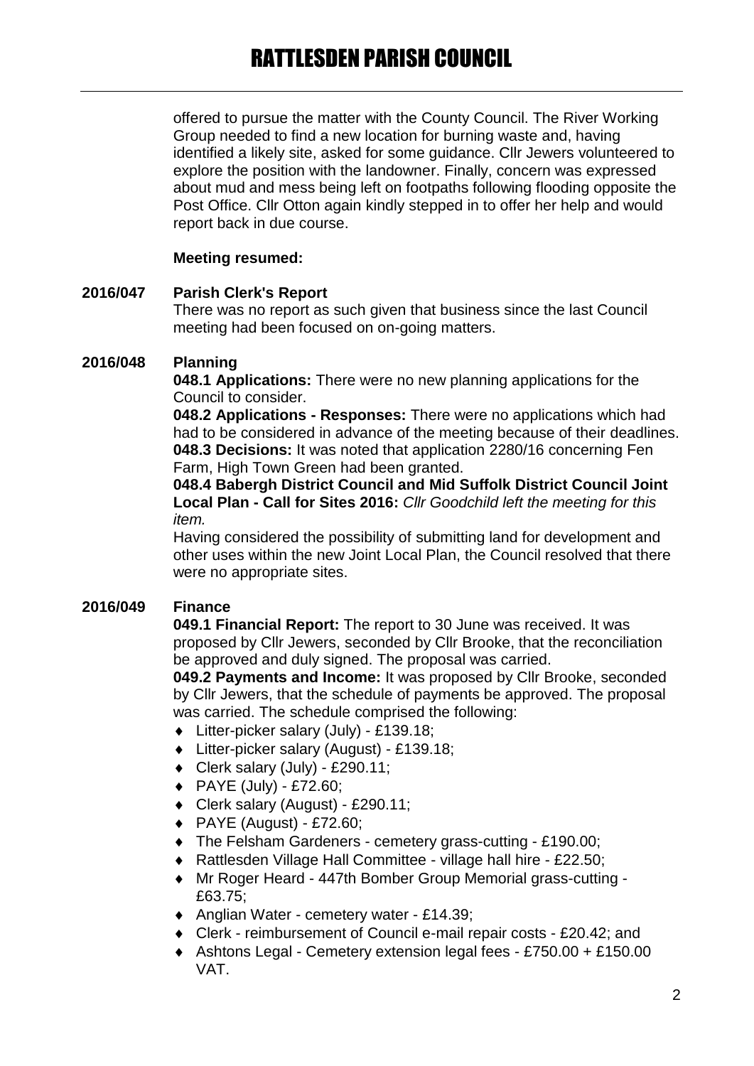offered to pursue the matter with the County Council. The River Working Group needed to find a new location for burning waste and, having identified a likely site, asked for some guidance. Cllr Jewers volunteered to explore the position with the landowner. Finally, concern was expressed about mud and mess being left on footpaths following flooding opposite the Post Office. Cllr Otton again kindly stepped in to offer her help and would report back in due course.

**Meeting resumed:**

**2016/047 Parish Clerk's Report**

There was no report as such given that business since the last Council meeting had been focused on on-going matters.

**2016/048 Planning**

**048.1 Applications:** There were no new planning applications for the Council to consider.

**048.2 Applications - Responses:** There were no applications which had had to be considered in advance of the meeting because of their deadlines.

**048.3 Decisions:** It was noted that application 2280/16 concerning Fen Farm, High Town Green had been granted.

**048.4 Babergh District Council and Mid Suffolk District Council Joint Local Plan - Call for Sites 2016:** *Cllr Goodchild left the meeting for this item.*

Having considered the possibility of submitting land for development and other uses within the new Joint Local Plan, the Council resolved that there were no appropriate sites.

**2016/049 Finance**

**049.1 Financial Report:** The report to 30 June was received. It was proposed by Cllr Jewers, seconded by Cllr Brooke, that the reconciliation be approved and duly signed. The proposal was carried.

**049.2 Payments and Income:** It was proposed by Cllr Brooke, seconded by Cllr Jewers, that the schedule of payments be approved. The proposal was carried. The schedule comprised the following:

- Litter-picker salary (July) - £139.18;
- Litter-picker salary (August) - £139.18;
- Clerk salary (July) - £290.11;
- PAYE (July) - £72.60;
- Clerk salary (August) - £290.11;
- PAYE (August) - £72.60;
- The Felsham Gardeners - cemetery grass-cutting - £190.00;
- Rattlesden Village Hall Committee - village hall hire - £22.50;
- Mr Roger Heard - 447th Bomber Group Memorial grass-cutting - £63.75;
- Anglian Water - cemetery water - £14.39;
- Clerk - reimbursement of Council e-mail repair costs - £20.42; and
- Ashtons Legal - Cemetery extension legal fees - £750.00 + £150.00 VAT.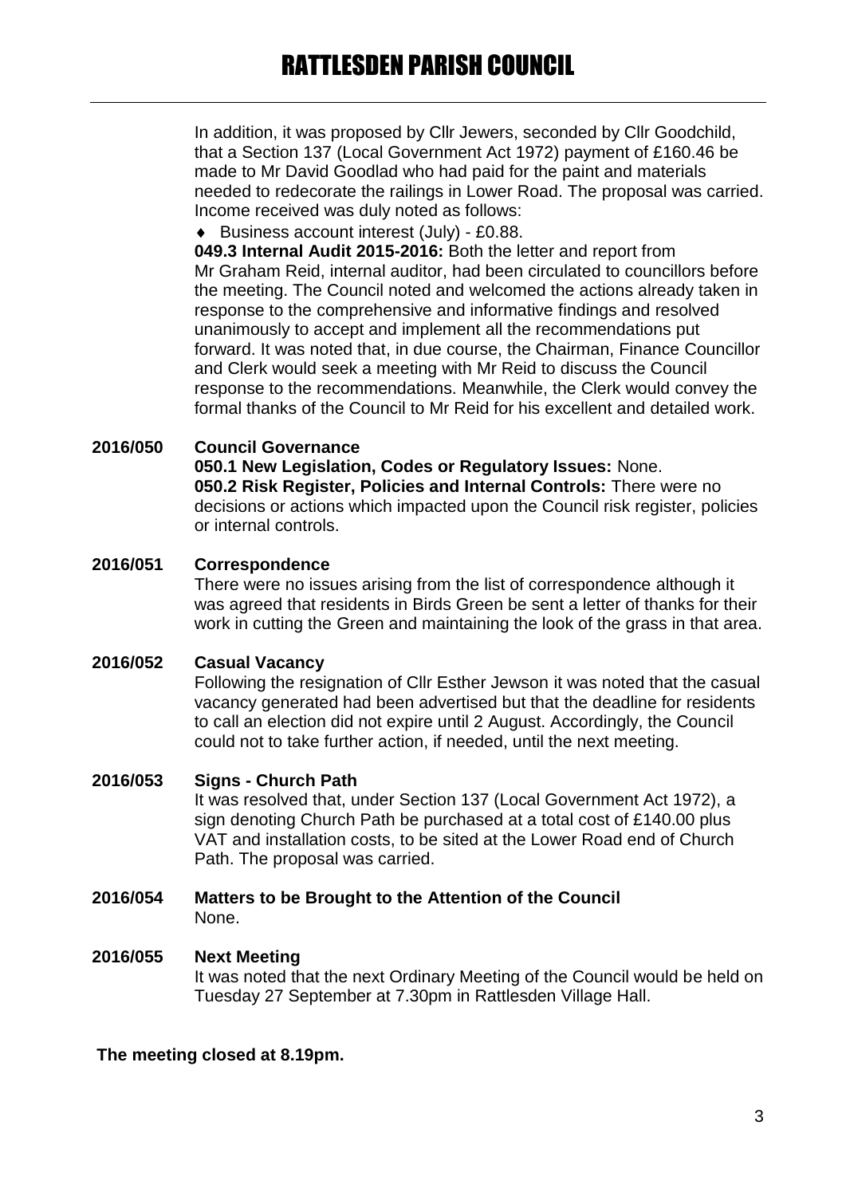In addition, it was proposed by Cllr Jewers, seconded by Cllr Goodchild, that a Section 137 (Local Government Act 1972) payment of £160.46 be made to Mr David Goodlad who had paid for the paint and materials needed to redecorate the railings in Lower Road. The proposal was carried. Income received was duly noted as follows:

- Business account interest (July) - £0.88.

**049.3 Internal Audit 2015-2016:** Both the letter and report from Mr Graham Reid, internal auditor, had been circulated to councillors before the meeting. The Council noted and welcomed the actions already taken in response to the comprehensive and informative findings and resolved unanimously to accept and implement all the recommendations put forward. It was noted that, in due course, the Chairman, Finance Councillor and Clerk would seek a meeting with Mr Reid to discuss the Council response to the recommendations. Meanwhile, the Clerk would convey the formal thanks of the Council to Mr Reid for his excellent and detailed work.

**2016/050 Council Governance**

**050.1 New Legislation, Codes or Regulatory Issues:** None.
**050.2 Risk Register, Policies and Internal Controls:** There were no decisions or actions which impacted upon the Council risk register, policies or internal controls.

**2016/051 Correspondence**

There were no issues arising from the list of correspondence although it was agreed that residents in Birds Green be sent a letter of thanks for their work in cutting the Green and maintaining the look of the grass in that area.

**2016/052 Casual Vacancy**

Following the resignation of Cllr Esther Jewson it was noted that the casual vacancy generated had been advertised but that the deadline for residents to call an election did not expire until 2 August. Accordingly, the Council could not to take further action, if needed, until the next meeting.

**2016/053 Signs - Church Path**

It was resolved that, under Section 137 (Local Government Act 1972), a sign denoting Church Path be purchased at a total cost of £140.00 plus VAT and installation costs, to be sited at the Lower Road end of Church Path. The proposal was carried.

**2016/054 Matters to be Brought to the Attention of the Council**

None.

**2016/055 Next Meeting**

It was noted that the next Ordinary Meeting of the Council would be held on Tuesday 27 September at 7.30pm in Rattlesden Village Hall.

**The meeting closed at 8.19pm.**